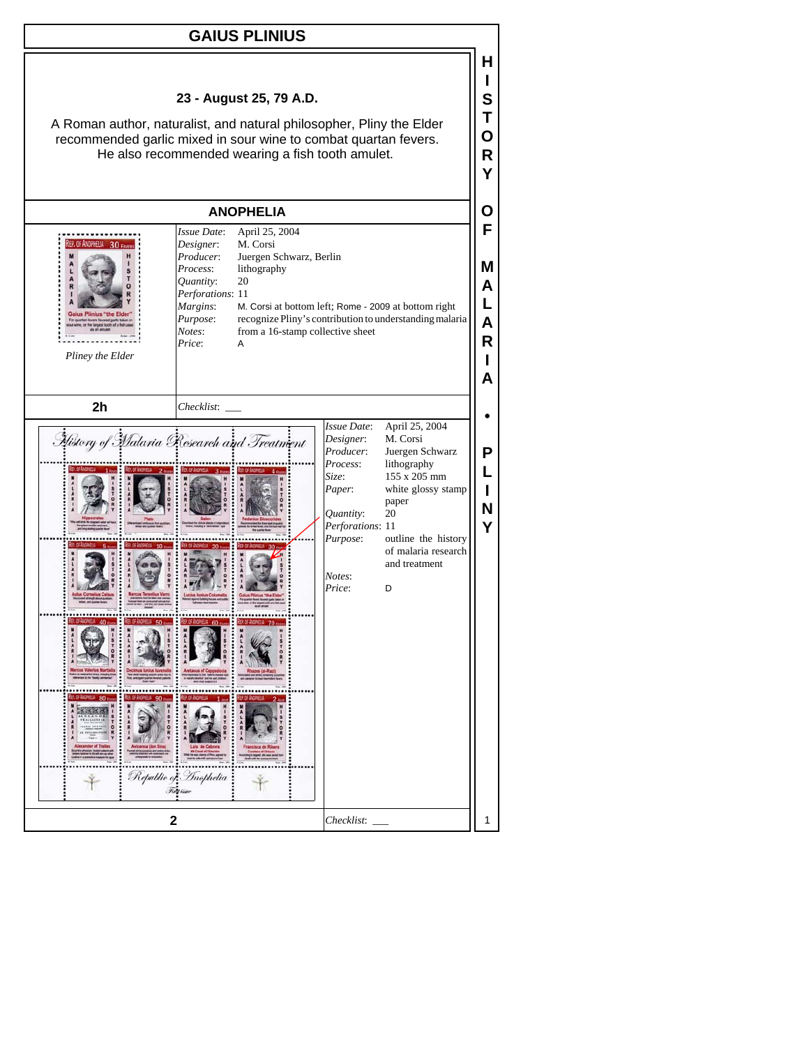# GAIUS PLINIUS

**23 - August 25, 79 A.D.**

A Roman author, naturalist, and natural philosopher, Pliny the Elder recommended garlic mixed in sour wine to combat quartan fevers. He also recommended wearing a fish tooth amulet.

## ANOPHELIA

*Pliney the Elder*

| | |
|---|---|
| *Issue Date*: | April 25, 2004 |
| *Designer*: | M. Corsi |
| *Producer*: | Juergen Schwarz, Berlin |
| *Process*: | lithography |
| *Quantity*: | 20 |
| *Perforations*: | 11 |
| *Margins*: | M. Corsi at bottom left; Rome - 2009 at bottom right |
| *Purpose*: | recognize Pliny's contribution to understanding malaria |
| *Notes*: | from a 16-stamp collective sheet |
| *Price*: | A |

**2h** *Checklist*: ___

| | |
|---|---|
| *Issue Date*: | April 25, 2004 |
| *Designer*: | M. Corsi |
| *Producer*: | Juergen Schwarz |
| *Process*: | lithography |
| *Size*: | 155 x 205 mm |
| *Paper*: | white glossy stamp paper |
| *Quantity*: | 20 |
| *Perforations*: | 11 |
| *Purpose*: | outline the history of malaria research and treatment |
| *Notes*: | |
| *Price*: | D |

**2** *Checklist*: ___

HISTORY OF MALARIA • PLINY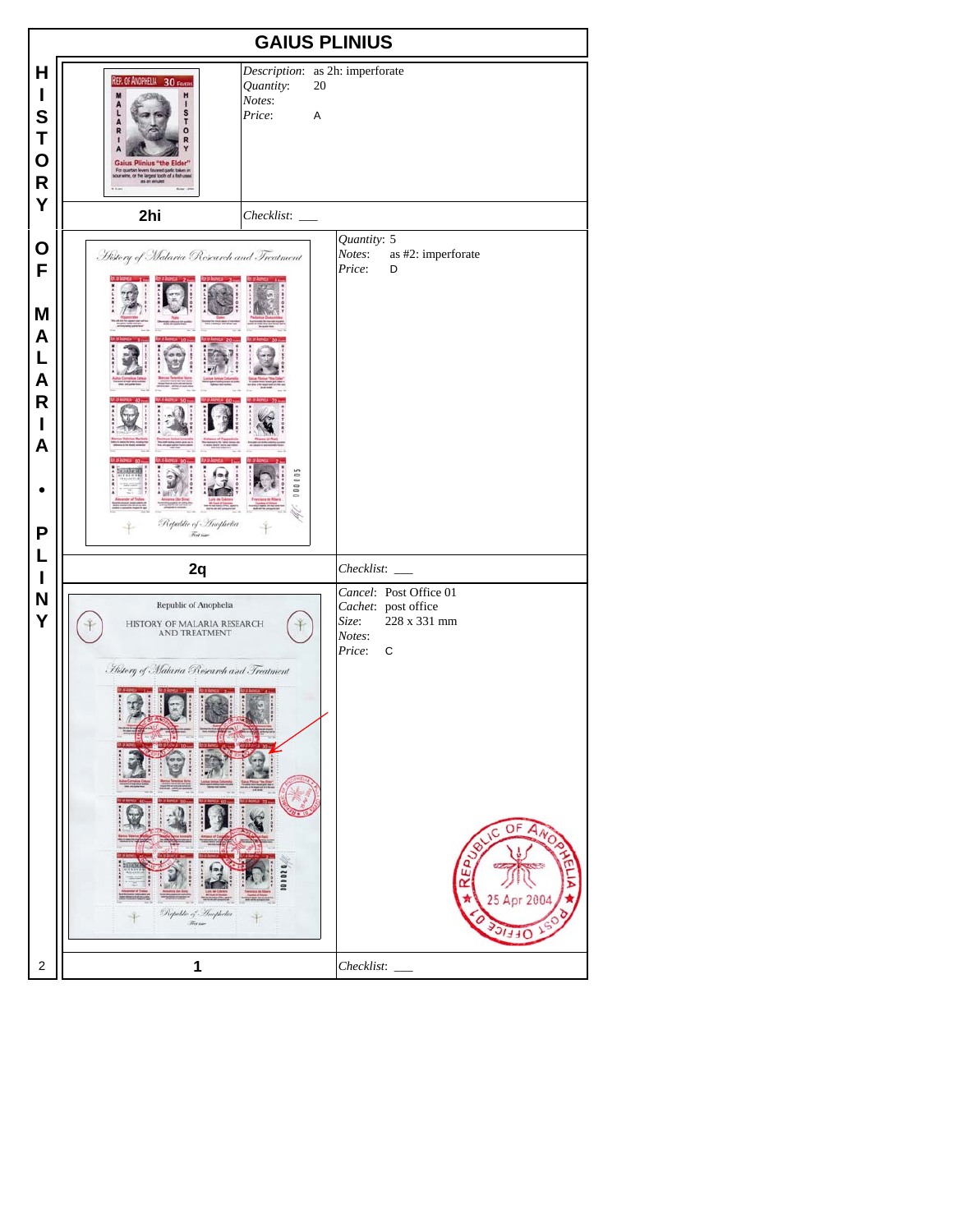# GAIUS PLINIUS

HISTORY OF MALARIA • PLINY

| | | |
|---|---|---|
| | *Description*: as 2h: imperforate<br>*Quantity*: 20<br>*Notes*:<br>*Price*: A | |
| **2hi** | *Checklist*: ___ | |
| | | *Quantity*: 5<br>*Notes*: as #2: imperforate<br>*Price*: D |
| **2q** | | *Checklist*: ___ |
| | | *Cancel*: Post Office 01<br>*Cachet*: post office<br>*Size*: 228 x 331 mm<br>*Notes*:<br>*Price*: C |
| **1** | | *Checklist*: ___ |